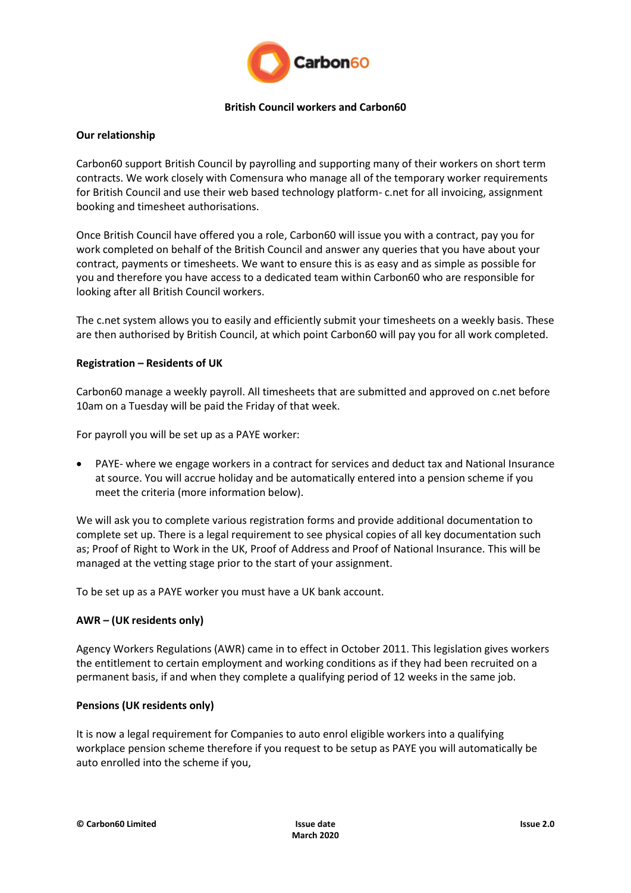# British Council workers and Carbon60

## Our relationship

Carbon60 support British Council by payrolling and supporting many of their workers on short term contracts. We work closely with Comensura who manage all of the temporary worker requirements for British Council and use their web based technology platform- c.net for all invoicing, assignment booking and timesheet authorisations.

Once British Council have offered you a role, Carbon60 will issue you with a contract, pay you for work completed on behalf of the British Council and answer any queries that you have about your contract, payments or timesheets. We want to ensure this is as easy and as simple as possible for you and therefore you have access to a dedicated team within Carbon60 who are responsible for looking after all British Council workers.

The c.net system allows you to easily and efficiently submit your timesheets on a weekly basis. These are then authorised by British Council, at which point Carbon60 will pay you for all work completed.

## Registration – Residents of UK

Carbon60 manage a weekly payroll. All timesheets that are submitted and approved on c.net before 10am on a Tuesday will be paid the Friday of that week.

For payroll you will be set up as a PAYE worker:

- PAYE- where we engage workers in a contract for services and deduct tax and National Insurance at source. You will accrue holiday and be automatically entered into a pension scheme if you meet the criteria (more information below).

We will ask you to complete various registration forms and provide additional documentation to complete set up. There is a legal requirement to see physical copies of all key documentation such as; Proof of Right to Work in the UK, Proof of Address and Proof of National Insurance. This will be managed at the vetting stage prior to the start of your assignment.

To be set up as a PAYE worker you must have a UK bank account.

## AWR – (UK residents only)

Agency Workers Regulations (AWR) came in to effect in October 2011. This legislation gives workers the entitlement to certain employment and working conditions as if they had been recruited on a permanent basis, if and when they complete a qualifying period of 12 weeks in the same job.

## Pensions (UK residents only)

It is now a legal requirement for Companies to auto enrol eligible workers into a qualifying workplace pension scheme therefore if you request to be setup as PAYE you will automatically be auto enrolled into the scheme if you,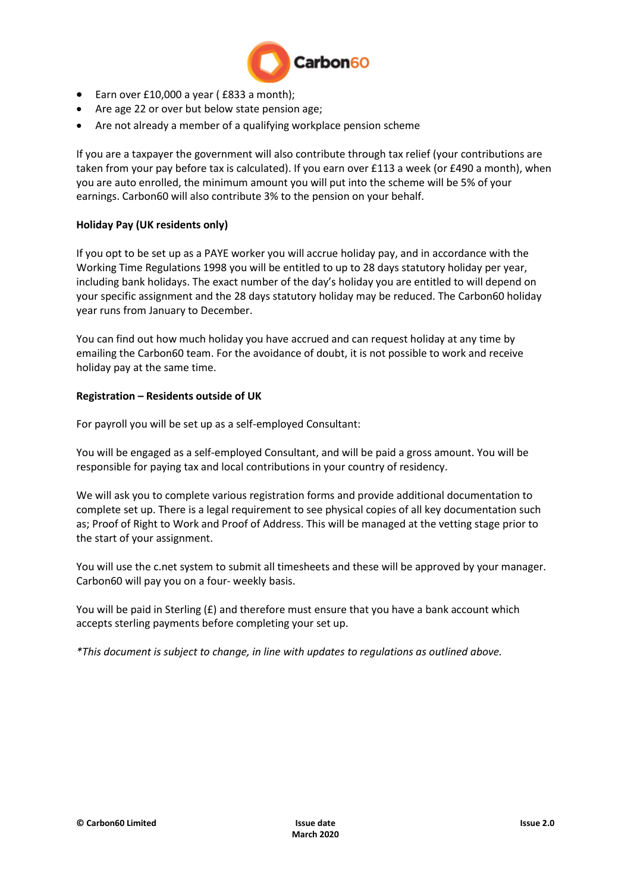- Earn over £10,000 a year ( £833 a month);
- Are age 22 or over but below state pension age;
- Are not already a member of a qualifying workplace pension scheme

If you are a taxpayer the government will also contribute through tax relief (your contributions are taken from your pay before tax is calculated). If you earn over £113 a week (or £490 a month), when you are auto enrolled, the minimum amount you will put into the scheme will be 5% of your earnings. Carbon60 will also contribute 3% to the pension on your behalf.

**Holiday Pay (UK residents only)**

If you opt to be set up as a PAYE worker you will accrue holiday pay, and in accordance with the Working Time Regulations 1998 you will be entitled to up to 28 days statutory holiday per year, including bank holidays. The exact number of the day's holiday you are entitled to will depend on your specific assignment and the 28 days statutory holiday may be reduced. The Carbon60 holiday year runs from January to December.

You can find out how much holiday you have accrued and can request holiday at any time by emailing the Carbon60 team. For the avoidance of doubt, it is not possible to work and receive holiday pay at the same time.

**Registration – Residents outside of UK**

For payroll you will be set up as a self-employed Consultant:

You will be engaged as a self-employed Consultant, and will be paid a gross amount. You will be responsible for paying tax and local contributions in your country of residency.

We will ask you to complete various registration forms and provide additional documentation to complete set up. There is a legal requirement to see physical copies of all key documentation such as; Proof of Right to Work and Proof of Address. This will be managed at the vetting stage prior to the start of your assignment.

You will use the c.net system to submit all timesheets and these will be approved by your manager. Carbon60 will pay you on a four- weekly basis.

You will be paid in Sterling (£) and therefore must ensure that you have a bank account which accepts sterling payments before completing your set up.

*\*This document is subject to change, in line with updates to regulations as outlined above.*